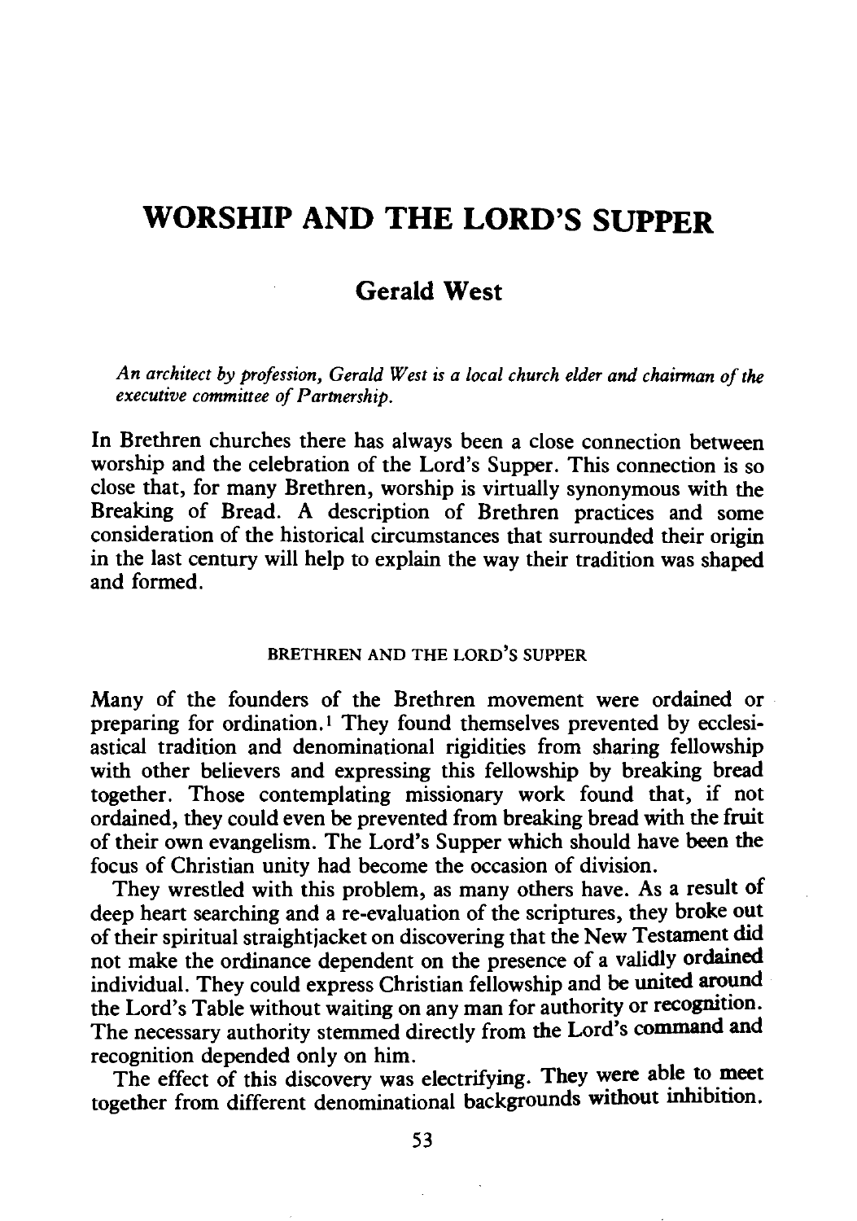# WORSHIP AND THE LORD'S SUPPER

## Gerald West

*An architect by profession, Gerald West is a local church elder and chairman of the executive committee of Partnership.*

In Brethren churches there has always been a close connection between worship and the celebration of the Lord's Supper. This connection is so close that, for many Brethren, worship is virtually synonymous with the Breaking of Bread. A description of Brethren practices and some consideration of the historical circumstances that surrounded their origin in the last century will help to explain the way their tradition was shaped and formed.

### BRETHREN AND THE LORD'S SUPPER

Many of the founders of the Brethren movement were ordained or preparing for ordination.[1] They found themselves prevented by ecclesiastical tradition and denominational rigidities from sharing fellowship with other believers and expressing this fellowship by breaking bread together. Those contemplating missionary work found that, if not ordained, they could even be prevented from breaking bread with the fruit of their own evangelism. The Lord's Supper which should have been the focus of Christian unity had become the occasion of division.

They wrestled with this problem, as many others have. As a result of deep heart searching and a re-evaluation of the scriptures, they broke out of their spiritual straightjacket on discovering that the New Testament did not make the ordinance dependent on the presence of a validly ordained individual. They could express Christian fellowship and be united around the Lord's Table without waiting on any man for authority or recognition. The necessary authority stemmed directly from the Lord's command and recognition depended only on him.

The effect of this discovery was electrifying. They were able to meet together from different denominational backgrounds without inhibition.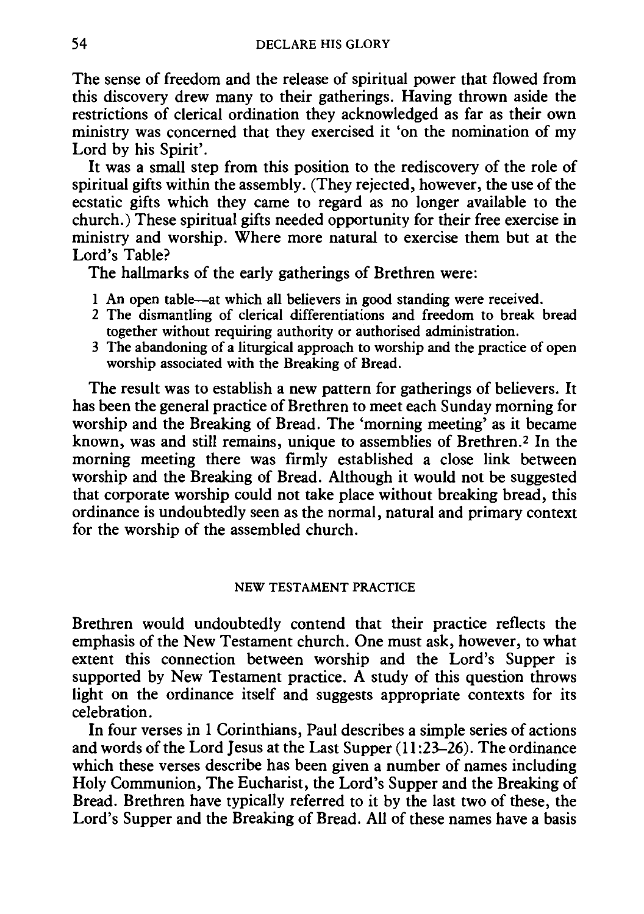The sense of freedom and the release of spiritual power that flowed from this discovery drew many to their gatherings. Having thrown aside the restrictions of clerical ordination they acknowledged as far as their own ministry was concerned that they exercised it 'on the nomination of my Lord by his Spirit'.

It was a small step from this position to the rediscovery of the role of spiritual gifts within the assembly. (They rejected, however, the use of the ecstatic gifts which they came to regard as no longer available to the church.) These spiritual gifts needed opportunity for their free exercise in ministry and worship. Where more natural to exercise them but at the Lord's Table?

The hallmarks of the early gatherings of Brethren were:

1. An open table—at which all believers in good standing were received.
2. The dismantling of clerical differentiations and freedom to break bread together without requiring authority or authorised administration.
3. The abandoning of a liturgical approach to worship and the practice of open worship associated with the Breaking of Bread.

The result was to establish a new pattern for gatherings of believers. It has been the general practice of Brethren to meet each Sunday morning for worship and the Breaking of Bread. The 'morning meeting' as it became known, was and still remains, unique to assemblies of Brethren.[2] In the morning meeting there was firmly established a close link between worship and the Breaking of Bread. Although it would not be suggested that corporate worship could not take place without breaking bread, this ordinance is undoubtedly seen as the normal, natural and primary context for the worship of the assembled church.

## NEW TESTAMENT PRACTICE

Brethren would undoubtedly contend that their practice reflects the emphasis of the New Testament church. One must ask, however, to what extent this connection between worship and the Lord's Supper is supported by New Testament practice. A study of this question throws light on the ordinance itself and suggests appropriate contexts for its celebration.

In four verses in 1 Corinthians, Paul describes a simple series of actions and words of the Lord Jesus at the Last Supper (11:23–26). The ordinance which these verses describe has been given a number of names including Holy Communion, The Eucharist, the Lord's Supper and the Breaking of Bread. Brethren have typically referred to it by the last two of these, the Lord's Supper and the Breaking of Bread. All of these names have a basis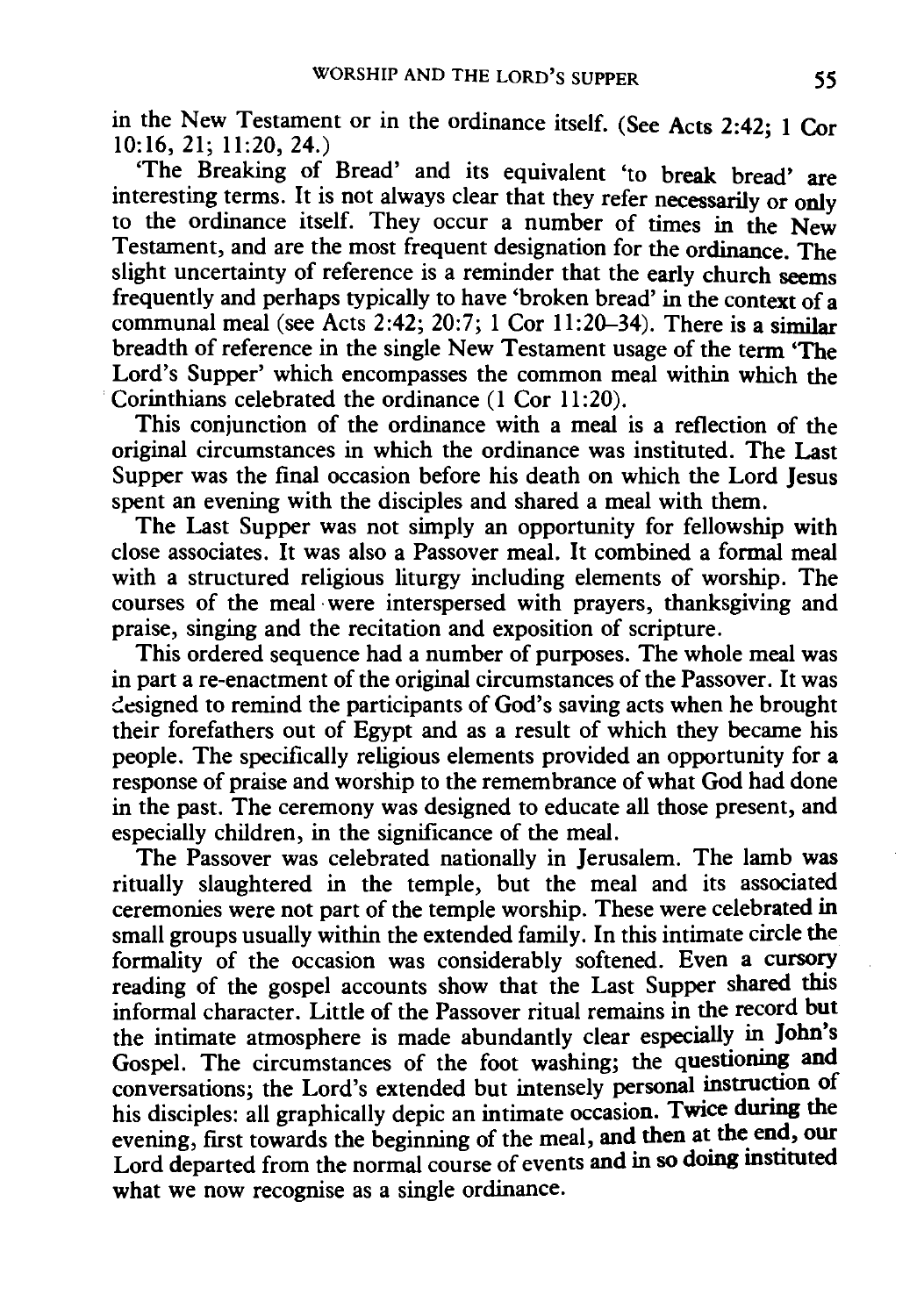in the New Testament or in the ordinance itself. (See Acts 2:42; 1 Cor 10:16, 21; 11:20, 24.)

'The Breaking of Bread' and its equivalent 'to break bread' are interesting terms. It is not always clear that they refer necessarily or only to the ordinance itself. They occur a number of times in the New Testament, and are the most frequent designation for the ordinance. The slight uncertainty of reference is a reminder that the early church seems frequently and perhaps typically to have 'broken bread' in the context of a communal meal (see Acts 2:42; 20:7; 1 Cor 11:20–34). There is a similar breadth of reference in the single New Testament usage of the term 'The Lord's Supper' which encompasses the common meal within which the Corinthians celebrated the ordinance (1 Cor 11:20).

This conjunction of the ordinance with a meal is a reflection of the original circumstances in which the ordinance was instituted. The Last Supper was the final occasion before his death on which the Lord Jesus spent an evening with the disciples and shared a meal with them.

The Last Supper was not simply an opportunity for fellowship with close associates. It was also a Passover meal. It combined a formal meal with a structured religious liturgy including elements of worship. The courses of the meal were interspersed with prayers, thanksgiving and praise, singing and the recitation and exposition of scripture.

This ordered sequence had a number of purposes. The whole meal was in part a re-enactment of the original circumstances of the Passover. It was designed to remind the participants of God's saving acts when he brought their forefathers out of Egypt and as a result of which they became his people. The specifically religious elements provided an opportunity for a response of praise and worship to the remembrance of what God had done in the past. The ceremony was designed to educate all those present, and especially children, in the significance of the meal.

The Passover was celebrated nationally in Jerusalem. The lamb was ritually slaughtered in the temple, but the meal and its associated ceremonies were not part of the temple worship. These were celebrated in small groups usually within the extended family. In this intimate circle the formality of the occasion was considerably softened. Even a cursory reading of the gospel accounts show that the Last Supper shared this informal character. Little of the Passover ritual remains in the record but the intimate atmosphere is made abundantly clear especially in John's Gospel. The circumstances of the foot washing; the questioning and conversations; the Lord's extended but intensely personal instruction of his disciples: all graphically depic an intimate occasion. Twice during the evening, first towards the beginning of the meal, and then at the end, our Lord departed from the normal course of events and in so doing instituted what we now recognise as a single ordinance.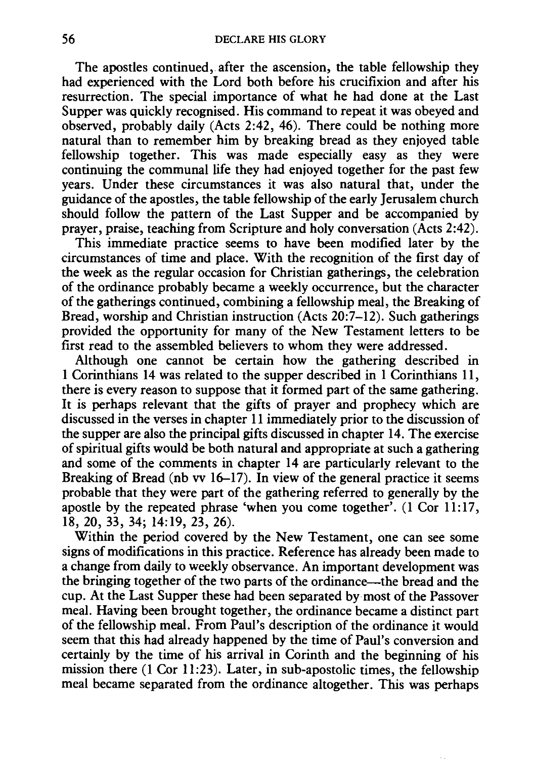The apostles continued, after the ascension, the table fellowship they had experienced with the Lord both before his crucifixion and after his resurrection. The special importance of what he had done at the Last Supper was quickly recognised. His command to repeat it was obeyed and observed, probably daily (Acts 2:42, 46). There could be nothing more natural than to remember him by breaking bread as they enjoyed table fellowship together. This was made especially easy as they were continuing the communal life they had enjoyed together for the past few years. Under these circumstances it was also natural that, under the guidance of the apostles, the table fellowship of the early Jerusalem church should follow the pattern of the Last Supper and be accompanied by prayer, praise, teaching from Scripture and holy conversation (Acts 2:42).

This immediate practice seems to have been modified later by the circumstances of time and place. With the recognition of the first day of the week as the regular occasion for Christian gatherings, the celebration of the ordinance probably became a weekly occurrence, but the character of the gatherings continued, combining a fellowship meal, the Breaking of Bread, worship and Christian instruction (Acts 20:7–12). Such gatherings provided the opportunity for many of the New Testament letters to be first read to the assembled believers to whom they were addressed.

Although one cannot be certain how the gathering described in 1 Corinthians 14 was related to the supper described in 1 Corinthians 11, there is every reason to suppose that it formed part of the same gathering. It is perhaps relevant that the gifts of prayer and prophecy which are discussed in the verses in chapter 11 immediately prior to the discussion of the supper are also the principal gifts discussed in chapter 14. The exercise of spiritual gifts would be both natural and appropriate at such a gathering and some of the comments in chapter 14 are particularly relevant to the Breaking of Bread (nb vv 16–17). In view of the general practice it seems probable that they were part of the gathering referred to generally by the apostle by the repeated phrase 'when you come together'. (1 Cor 11:17, 18, 20, 33, 34; 14:19, 23, 26).

Within the period covered by the New Testament, one can see some signs of modifications in this practice. Reference has already been made to a change from daily to weekly observance. An important development was the bringing together of the two parts of the ordinance—the bread and the cup. At the Last Supper these had been separated by most of the Passover meal. Having been brought together, the ordinance became a distinct part of the fellowship meal. From Paul's description of the ordinance it would seem that this had already happened by the time of Paul's conversion and certainly by the time of his arrival in Corinth and the beginning of his mission there (1 Cor 11:23). Later, in sub-apostolic times, the fellowship meal became separated from the ordinance altogether. This was perhaps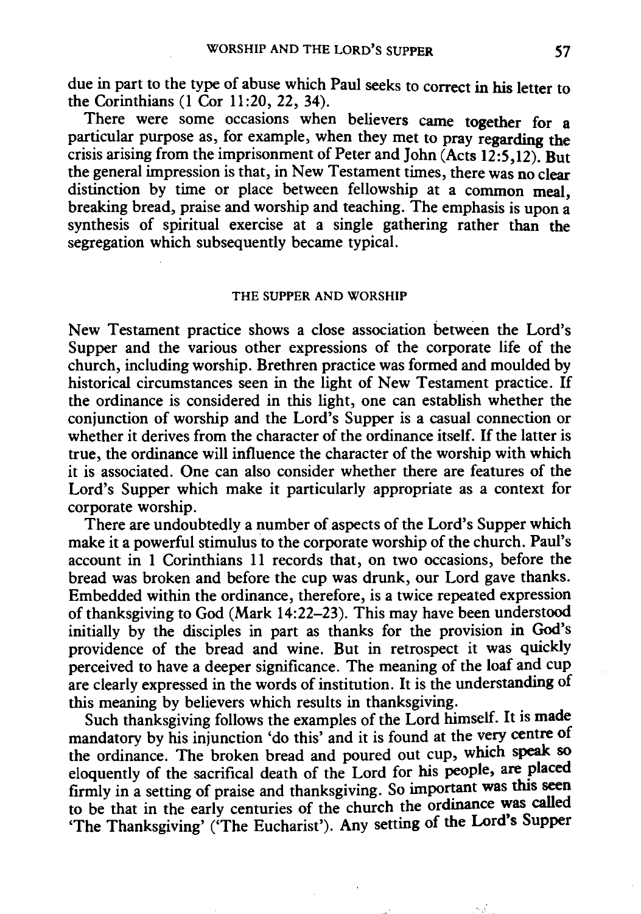due in part to the type of abuse which Paul seeks to correct in his letter to the Corinthians (1 Cor 11:20, 22, 34).

There were some occasions when believers came together for a particular purpose as, for example, when they met to pray regarding the crisis arising from the imprisonment of Peter and John (Acts 12:5,12). But the general impression is that, in New Testament times, there was no clear distinction by time or place between fellowship at a common meal, breaking bread, praise and worship and teaching. The emphasis is upon a synthesis of spiritual exercise at a single gathering rather than the segregation which subsequently became typical.

## THE SUPPER AND WORSHIP

New Testament practice shows a close association between the Lord's Supper and the various other expressions of the corporate life of the church, including worship. Brethren practice was formed and moulded by historical circumstances seen in the light of New Testament practice. If the ordinance is considered in this light, one can establish whether the conjunction of worship and the Lord's Supper is a casual connection or whether it derives from the character of the ordinance itself. If the latter is true, the ordinance will influence the character of the worship with which it is associated. One can also consider whether there are features of the Lord's Supper which make it particularly appropriate as a context for corporate worship.

There are undoubtedly a number of aspects of the Lord's Supper which make it a powerful stimulus to the corporate worship of the church. Paul's account in 1 Corinthians 11 records that, on two occasions, before the bread was broken and before the cup was drunk, our Lord gave thanks. Embedded within the ordinance, therefore, is a twice repeated expression of thanksgiving to God (Mark 14:22–23). This may have been understood initially by the disciples in part as thanks for the provision in God's providence of the bread and wine. But in retrospect it was quickly perceived to have a deeper significance. The meaning of the loaf and cup are clearly expressed in the words of institution. It is the understanding of this meaning by believers which results in thanksgiving.

Such thanksgiving follows the examples of the Lord himself. It is made mandatory by his injunction 'do this' and it is found at the very centre of the ordinance. The broken bread and poured out cup, which speak so eloquently of the sacrifical death of the Lord for his people, are placed firmly in a setting of praise and thanksgiving. So important was this seen to be that in the early centuries of the church the ordinance was called 'The Thanksgiving' ('The Eucharist'). Any setting of the Lord's Supper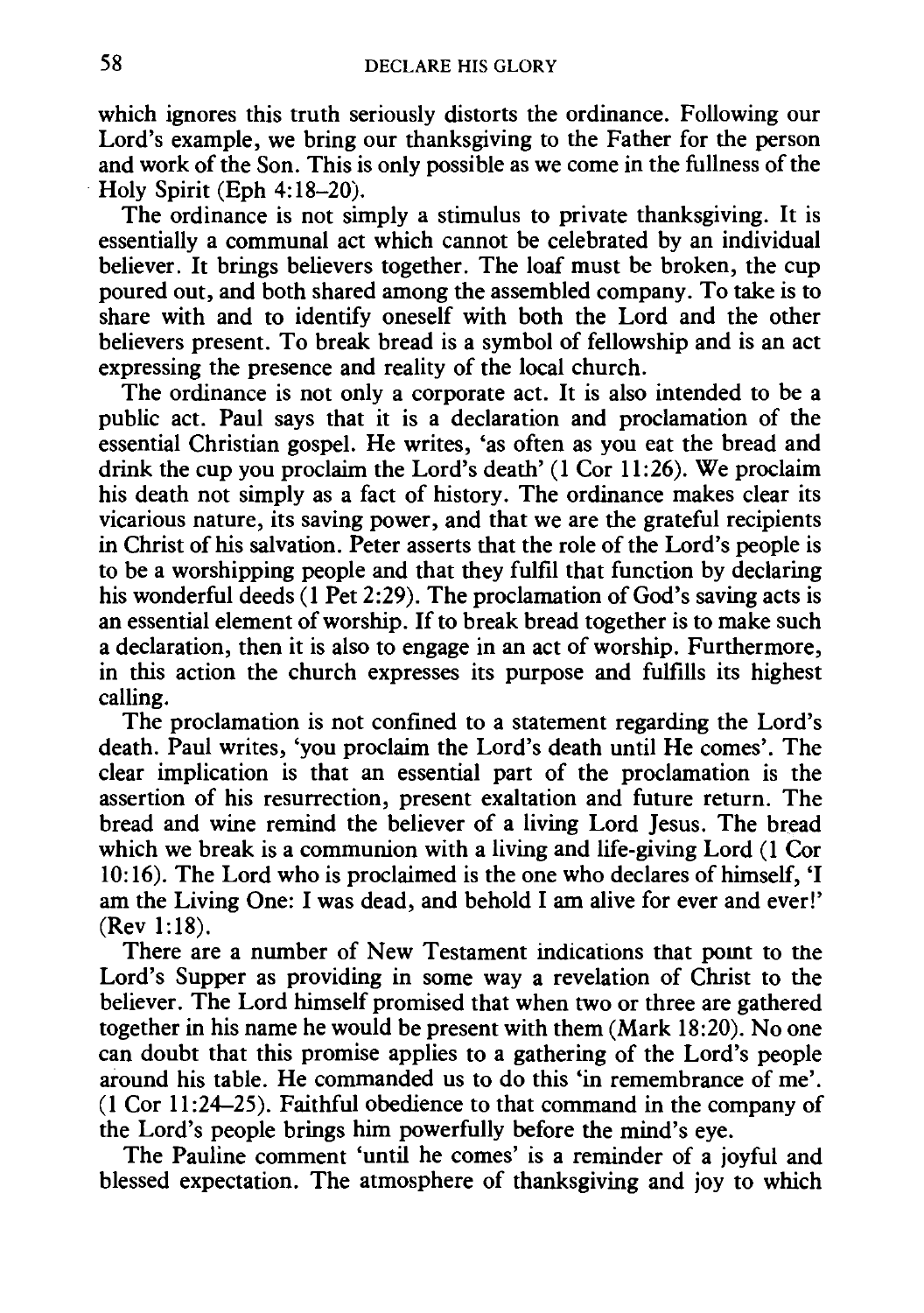which ignores this truth seriously distorts the ordinance. Following our Lord's example, we bring our thanksgiving to the Father for the person and work of the Son. This is only possible as we come in the fullness of the Holy Spirit (Eph 4:18–20).

The ordinance is not simply a stimulus to private thanksgiving. It is essentially a communal act which cannot be celebrated by an individual believer. It brings believers together. The loaf must be broken, the cup poured out, and both shared among the assembled company. To take is to share with and to identify oneself with both the Lord and the other believers present. To break bread is a symbol of fellowship and is an act expressing the presence and reality of the local church.

The ordinance is not only a corporate act. It is also intended to be a public act. Paul says that it is a declaration and proclamation of the essential Christian gospel. He writes, 'as often as you eat the bread and drink the cup you proclaim the Lord's death' (1 Cor 11:26). We proclaim his death not simply as a fact of history. The ordinance makes clear its vicarious nature, its saving power, and that we are the grateful recipients in Christ of his salvation. Peter asserts that the role of the Lord's people is to be a worshipping people and that they fulfil that function by declaring his wonderful deeds (1 Pet 2:29). The proclamation of God's saving acts is an essential element of worship. If to break bread together is to make such a declaration, then it is also to engage in an act of worship. Furthermore, in this action the church expresses its purpose and fulfills its highest calling.

The proclamation is not confined to a statement regarding the Lord's death. Paul writes, 'you proclaim the Lord's death until He comes'. The clear implication is that an essential part of the proclamation is the assertion of his resurrection, present exaltation and future return. The bread and wine remind the believer of a living Lord Jesus. The bread which we break is a communion with a living and life-giving Lord (1 Cor 10:16). The Lord who is proclaimed is the one who declares of himself, 'I am the Living One: I was dead, and behold I am alive for ever and ever!' (Rev 1:18).

There are a number of New Testament indications that point to the Lord's Supper as providing in some way a revelation of Christ to the believer. The Lord himself promised that when two or three are gathered together in his name he would be present with them (Mark 18:20). No one can doubt that this promise applies to a gathering of the Lord's people around his table. He commanded us to do this 'in remembrance of me'. (1 Cor 11:24–25). Faithful obedience to that command in the company of the Lord's people brings him powerfully before the mind's eye.

The Pauline comment 'until he comes' is a reminder of a joyful and blessed expectation. The atmosphere of thanksgiving and joy to which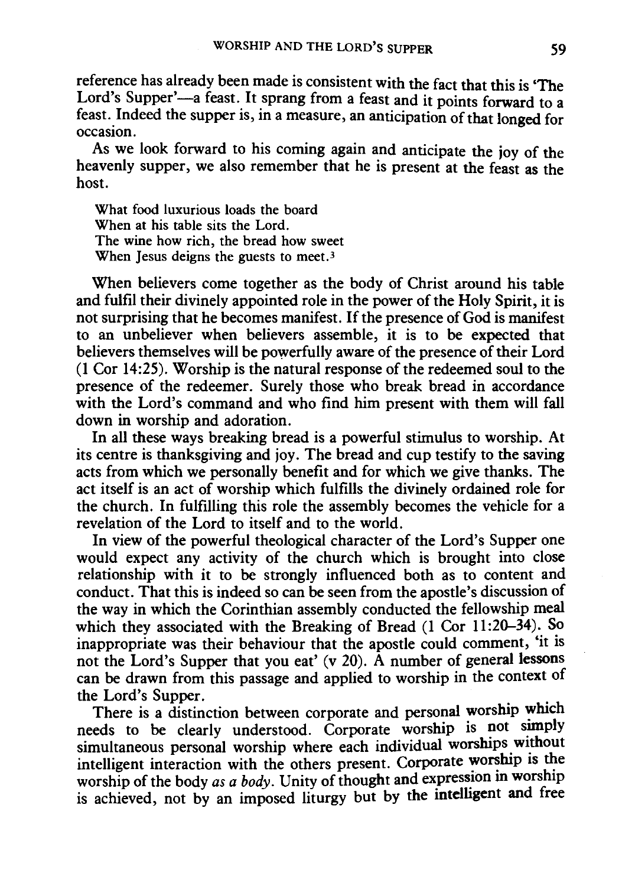reference has already been made is consistent with the fact that this is 'The Lord's Supper'—a feast. It sprang from a feast and it points forward to a feast. Indeed the supper is, in a measure, an anticipation of that longed for occasion.

As we look forward to his coming again and anticipate the joy of the heavenly supper, we also remember that he is present at the feast as the host.

> What food luxurious loads the board
> When at his table sits the Lord.
> The wine how rich, the bread how sweet
> When Jesus deigns the guests to meet.[3]

When believers come together as the body of Christ around his table and fulfil their divinely appointed role in the power of the Holy Spirit, it is not surprising that he becomes manifest. If the presence of God is manifest to an unbeliever when believers assemble, it is to be expected that believers themselves will be powerfully aware of the presence of their Lord (1 Cor 14:25). Worship is the natural response of the redeemed soul to the presence of the redeemer. Surely those who break bread in accordance with the Lord's command and who find him present with them will fall down in worship and adoration.

In all these ways breaking bread is a powerful stimulus to worship. At its centre is thanksgiving and joy. The bread and cup testify to the saving acts from which we personally benefit and for which we give thanks. The act itself is an act of worship which fulfills the divinely ordained role for the church. In fulfilling this role the assembly becomes the vehicle for a revelation of the Lord to itself and to the world.

In view of the powerful theological character of the Lord's Supper one would expect any activity of the church which is brought into close relationship with it to be strongly influenced both as to content and conduct. That this is indeed so can be seen from the apostle's discussion of the way in which the Corinthian assembly conducted the fellowship meal which they associated with the Breaking of Bread (1 Cor 11:20–34). So inappropriate was their behaviour that the apostle could comment, 'it is not the Lord's Supper that you eat' (v 20). A number of general lessons can be drawn from this passage and applied to worship in the context of the Lord's Supper.

There is a distinction between corporate and personal worship which needs to be clearly understood. Corporate worship is not simply simultaneous personal worship where each individual worships without intelligent interaction with the others present. Corporate worship is the worship of the body *as a body*. Unity of thought and expression in worship is achieved, not by an imposed liturgy but by the intelligent and free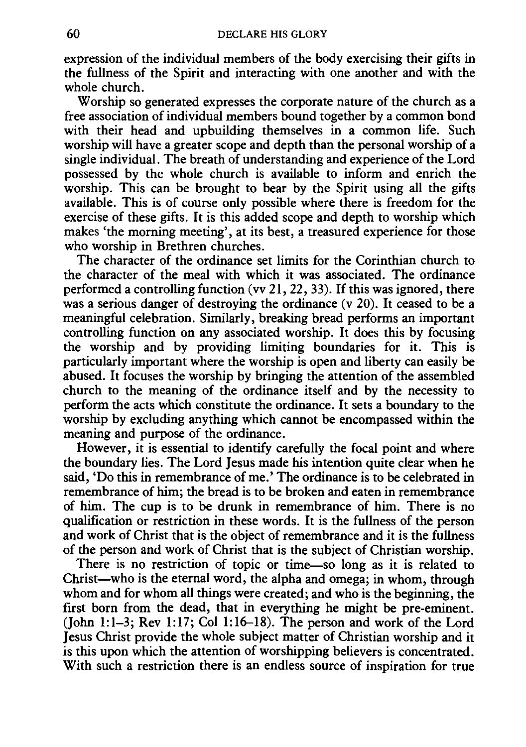expression of the individual members of the body exercising their gifts in the fullness of the Spirit and interacting with one another and with the whole church.

Worship so generated expresses the corporate nature of the church as a free association of individual members bound together by a common bond with their head and upbuilding themselves in a common life. Such worship will have a greater scope and depth than the personal worship of a single individual. The breath of understanding and experience of the Lord possessed by the whole church is available to inform and enrich the worship. This can be brought to bear by the Spirit using all the gifts available. This is of course only possible where there is freedom for the exercise of these gifts. It is this added scope and depth to worship which makes 'the morning meeting', at its best, a treasured experience for those who worship in Brethren churches.

The character of the ordinance set limits for the Corinthian church to the character of the meal with which it was associated. The ordinance performed a controlling function (vv 21, 22, 33). If this was ignored, there was a serious danger of destroying the ordinance (v 20). It ceased to be a meaningful celebration. Similarly, breaking bread performs an important controlling function on any associated worship. It does this by focusing the worship and by providing limiting boundaries for it. This is particularly important where the worship is open and liberty can easily be abused. It focuses the worship by bringing the attention of the assembled church to the meaning of the ordinance itself and by the necessity to perform the acts which constitute the ordinance. It sets a boundary to the worship by excluding anything which cannot be encompassed within the meaning and purpose of the ordinance.

However, it is essential to identify carefully the focal point and where the boundary lies. The Lord Jesus made his intention quite clear when he said, 'Do this in remembrance of me.' The ordinance is to be celebrated in remembrance of him; the bread is to be broken and eaten in remembrance of him. The cup is to be drunk in remembrance of him. There is no qualification or restriction in these words. It is the fullness of the person and work of Christ that is the object of remembrance and it is the fullness of the person and work of Christ that is the subject of Christian worship.

There is no restriction of topic or time—so long as it is related to Christ—who is the eternal word, the alpha and omega; in whom, through whom and for whom all things were created; and who is the beginning, the first born from the dead, that in everything he might be pre-eminent. (John 1:1–3; Rev 1:17; Col 1:16–18). The person and work of the Lord Jesus Christ provide the whole subject matter of Christian worship and it is this upon which the attention of worshipping believers is concentrated. With such a restriction there is an endless source of inspiration for true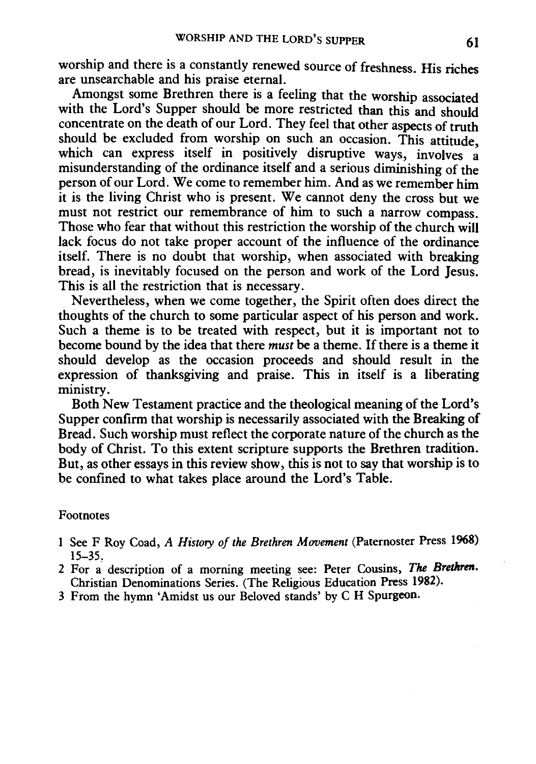worship and there is a constantly renewed source of freshness. His riches are unsearchable and his praise eternal.

Amongst some Brethren there is a feeling that the worship associated with the Lord's Supper should be more restricted than this and should concentrate on the death of our Lord. They feel that other aspects of truth should be excluded from worship on such an occasion. This attitude, which can express itself in positively disruptive ways, involves a misunderstanding of the ordinance itself and a serious diminishing of the person of our Lord. We come to remember him. And as we remember him it is the living Christ who is present. We cannot deny the cross but we must not restrict our remembrance of him to such a narrow compass. Those who fear that without this restriction the worship of the church will lack focus do not take proper account of the influence of the ordinance itself. There is no doubt that worship, when associated with breaking bread, is inevitably focused on the person and work of the Lord Jesus. This is all the restriction that is necessary.

Nevertheless, when we come together, the Spirit often does direct the thoughts of the church to some particular aspect of his person and work. Such a theme is to be treated with respect, but it is important not to become bound by the idea that there *must* be a theme. If there is a theme it should develop as the occasion proceeds and should result in the expression of thanksgiving and praise. This in itself is a liberating ministry.

Both New Testament practice and the theological meaning of the Lord's Supper confirm that worship is necessarily associated with the Breaking of Bread. Such worship must reflect the corporate nature of the church as the body of Christ. To this extent scripture supports the Brethren tradition. But, as other essays in this review show, this is not to say that worship is to be confined to what takes place around the Lord's Table.

Footnotes

1 See F Roy Coad, *A History of the Brethren Movement* (Paternoster Press 1968) 15–35.

2 For a description of a morning meeting see: Peter Cousins, ***The Brethren***. Christian Denominations Series. (The Religious Education Press 1982).

3 From the hymn 'Amidst us our Beloved stands' by C H Spurgeon.